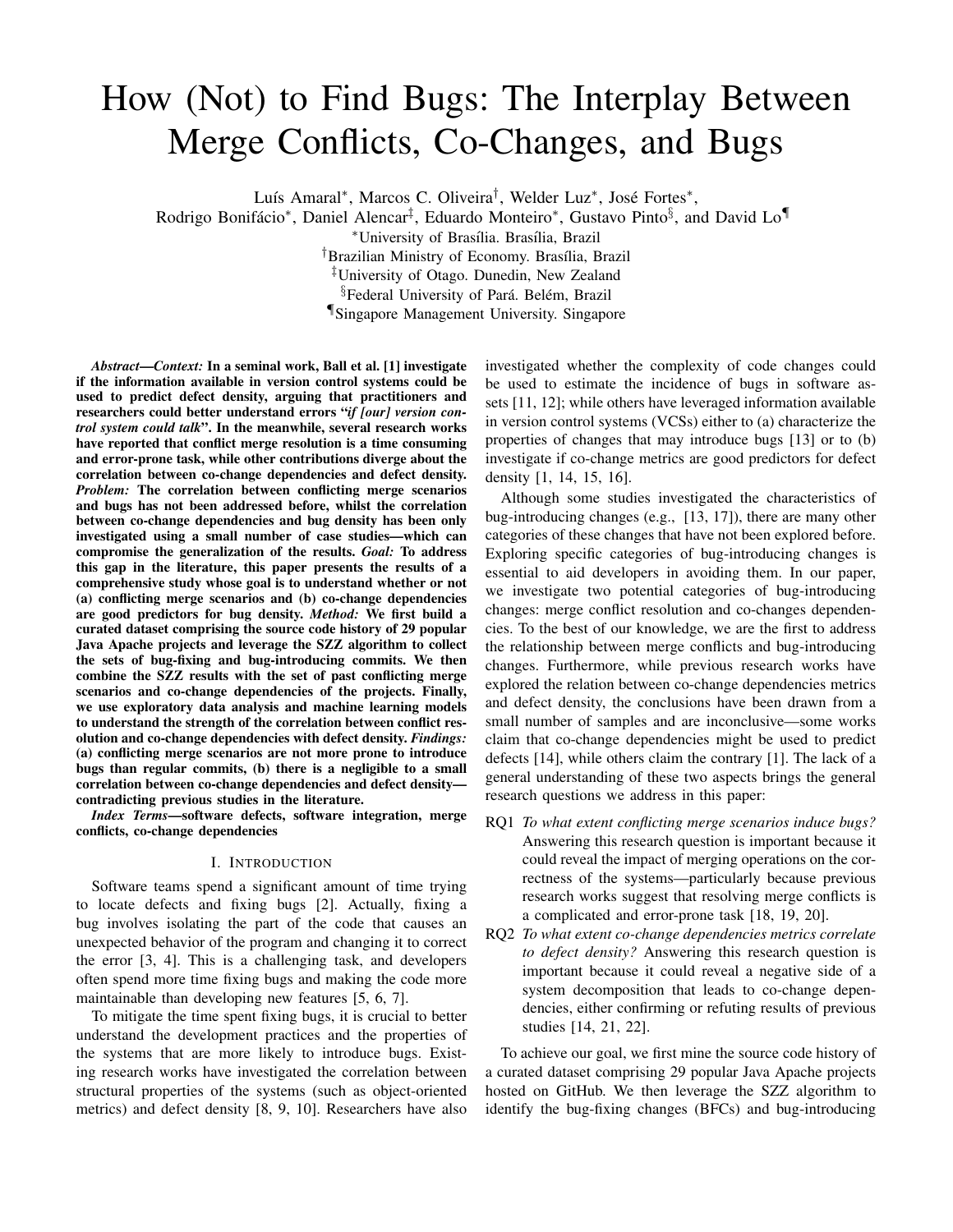# How (Not) to Find Bugs: The Interplay Between Merge Conflicts, Co-Changes, and Bugs

Luís Amaral*, Marcos C. Oliveira†, Welder Luz*, José Fortes*, Rodrigo Bonifácio*, Daniel Alencar‡, Eduardo Monteiro*, Gustavo Pinto§, and David Lo¶

*University of Brasília. Brasília, Brazil
†Brazilian Ministry of Economy. Brasília, Brazil
‡University of Otago. Dunedin, New Zealand
§Federal University of Pará. Belém, Brazil
¶Singapore Management University. Singapore

***Abstract*—*Context:* In a seminal work, Ball et al. [1] investigate if the information available in version control systems could be used to predict defect density, arguing that practitioners and researchers could better understand errors "*if [our] version control system could talk*". In the meanwhile, several research works have reported that conflict merge resolution is a time consuming and error-prone task, while other contributions diverge about the correlation between co-change dependencies and defect density. *Problem:* The correlation between conflicting merge scenarios and bugs has not been addressed before, whilst the correlation between co-change dependencies and bug density has been only investigated using a small number of case studies—which can compromise the generalization of the results. *Goal:* To address this gap in the literature, this paper presents the results of a comprehensive study whose goal is to understand whether or not (a) conflicting merge scenarios and (b) co-change dependencies are good predictors for bug density. *Method:* We first build a curated dataset comprising the source code history of 29 popular Java Apache projects and leverage the SZZ algorithm to collect the sets of bug-fixing and bug-introducing commits. We then combine the SZZ results with the set of past conflicting merge scenarios and co-change dependencies of the projects. Finally, we use exploratory data analysis and machine learning models to understand the strength of the correlation between conflict resolution and co-change dependencies with defect density. *Findings:* (a) conflicting merge scenarios are not more prone to introduce bugs than regular commits, (b) there is a negligible to a small correlation between co-change dependencies and defect density—contradicting previous studies in the literature.**

***Index Terms*—software defects, software integration, merge conflicts, co-change dependencies**

## I. Introduction

Software teams spend a significant amount of time trying to locate defects and fixing bugs [2]. Actually, fixing a bug involves isolating the part of the code that causes an unexpected behavior of the program and changing it to correct the error [3, 4]. This is a challenging task, and developers often spend more time fixing bugs and making the code more maintainable than developing new features [5, 6, 7].

To mitigate the time spent fixing bugs, it is crucial to better understand the development practices and the properties of the systems that are more likely to introduce bugs. Existing research works have investigated the correlation between structural properties of the systems (such as object-oriented metrics) and defect density [8, 9, 10]. Researchers have also investigated whether the complexity of code changes could be used to estimate the incidence of bugs in software assets [11, 12]; while others have leveraged information available in version control systems (VCSs) either to (a) characterize the properties of changes that may introduce bugs [13] or to (b) investigate if co-change metrics are good predictors for defect density [1, 14, 15, 16].

Although some studies investigated the characteristics of bug-introducing changes (e.g., [13, 17]), there are many other categories of these changes that have not been explored before. Exploring specific categories of bug-introducing changes is essential to aid developers in avoiding them. In our paper, we investigate two potential categories of bug-introducing changes: merge conflict resolution and co-changes dependencies. To the best of our knowledge, we are the first to address the relationship between merge conflicts and bug-introducing changes. Furthermore, while previous research works have explored the relation between co-change dependencies metrics and defect density, the conclusions have been drawn from a small number of samples and are inconclusive—some works claim that co-change dependencies might be used to predict defects [14], while others claim the contrary [1]. The lack of a general understanding of these two aspects brings the general research questions we address in this paper:

- RQ1 *To what extent conflicting merge scenarios induce bugs?* Answering this research question is important because it could reveal the impact of merging operations on the correctness of the systems—particularly because previous research works suggest that resolving merge conflicts is a complicated and error-prone task [18, 19, 20].
- RQ2 *To what extent co-change dependencies metrics correlate to defect density?* Answering this research question is important because it could reveal a negative side of a system decomposition that leads to co-change dependencies, either confirming or refuting results of previous studies [14, 21, 22].

To achieve our goal, we first mine the source code history of a curated dataset comprising 29 popular Java Apache projects hosted on GitHub. We then leverage the SZZ algorithm to identify the bug-fixing changes (BFCs) and bug-introducing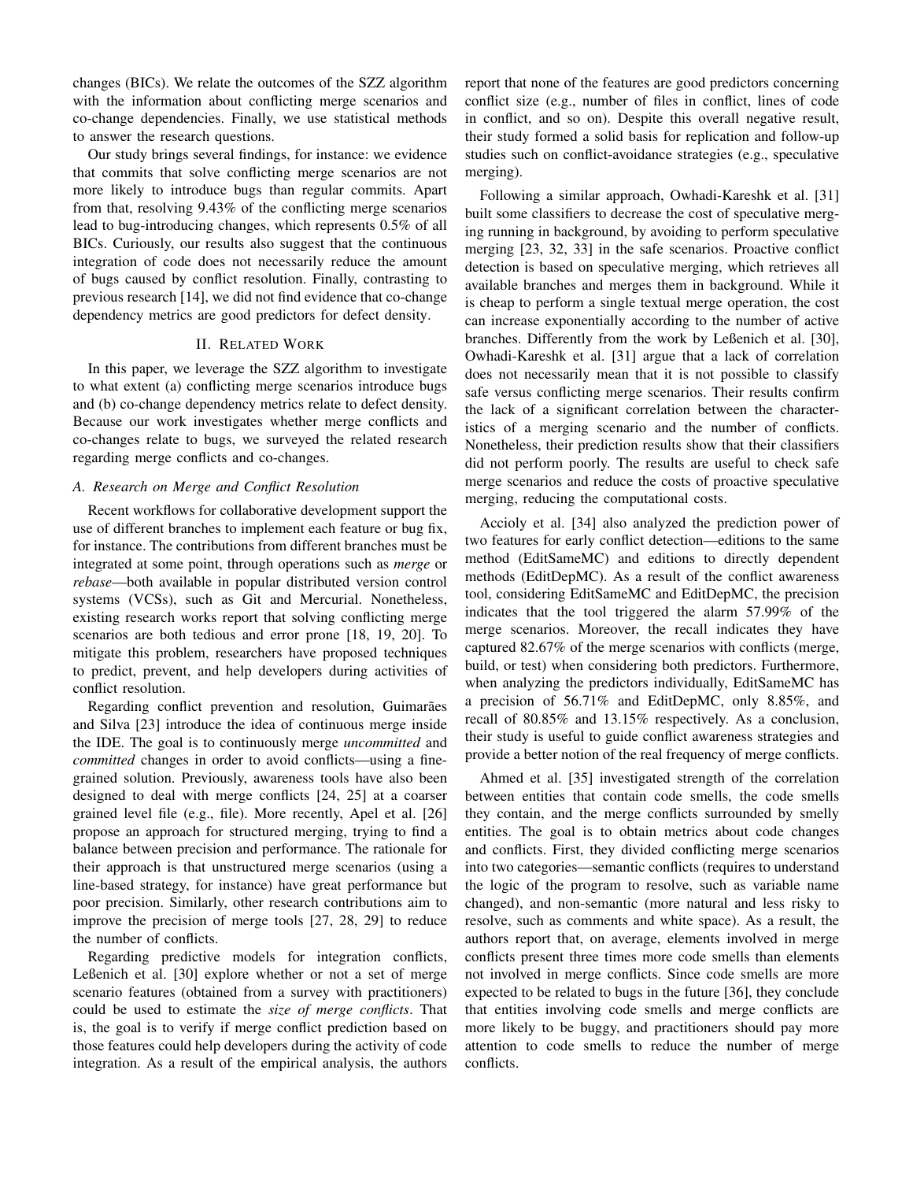changes (BICs). We relate the outcomes of the SZZ algorithm with the information about conflicting merge scenarios and co-change dependencies. Finally, we use statistical methods to answer the research questions.

Our study brings several findings, for instance: we evidence that commits that solve conflicting merge scenarios are not more likely to introduce bugs than regular commits. Apart from that, resolving 9.43% of the conflicting merge scenarios lead to bug-introducing changes, which represents 0.5% of all BICs. Curiously, our results also suggest that the continuous integration of code does not necessarily reduce the amount of bugs caused by conflict resolution. Finally, contrasting to previous research [14], we did not find evidence that co-change dependency metrics are good predictors for defect density.

## II. Related Work

In this paper, we leverage the SZZ algorithm to investigate to what extent (a) conflicting merge scenarios introduce bugs and (b) co-change dependency metrics relate to defect density. Because our work investigates whether merge conflicts and co-changes relate to bugs, we surveyed the related research regarding merge conflicts and co-changes.

### A. Research on Merge and Conflict Resolution

Recent workflows for collaborative development support the use of different branches to implement each feature or bug fix, for instance. The contributions from different branches must be integrated at some point, through operations such as *merge* or *rebase*—both available in popular distributed version control systems (VCSs), such as Git and Mercurial. Nonetheless, existing research works report that solving conflicting merge scenarios are both tedious and error prone [18, 19, 20]. To mitigate this problem, researchers have proposed techniques to predict, prevent, and help developers during activities of conflict resolution.

Regarding conflict prevention and resolution, Guimarães and Silva [23] introduce the idea of continuous merge inside the IDE. The goal is to continuously merge *uncommitted* and *committed* changes in order to avoid conflicts—using a fine-grained solution. Previously, awareness tools have also been designed to deal with merge conflicts [24, 25] at a coarser grained level file (e.g., file). More recently, Apel et al. [26] propose an approach for structured merging, trying to find a balance between precision and performance. The rationale for their approach is that unstructured merge scenarios (using a line-based strategy, for instance) have great performance but poor precision. Similarly, other research contributions aim to improve the precision of merge tools [27, 28, 29] to reduce the number of conflicts.

Regarding predictive models for integration conflicts, Leßenich et al. [30] explore whether or not a set of merge scenario features (obtained from a survey with practitioners) could be used to estimate the *size of merge conflicts*. That is, the goal is to verify if merge conflict prediction based on those features could help developers during the activity of code integration. As a result of the empirical analysis, the authors report that none of the features are good predictors concerning conflict size (e.g., number of files in conflict, lines of code in conflict, and so on). Despite this overall negative result, their study formed a solid basis for replication and follow-up studies such on conflict-avoidance strategies (e.g., speculative merging).

Following a similar approach, Owhadi-Kareshk et al. [31] built some classifiers to decrease the cost of speculative merging running in background, by avoiding to perform speculative merging [23, 32, 33] in the safe scenarios. Proactive conflict detection is based on speculative merging, which retrieves all available branches and merges them in background. While it is cheap to perform a single textual merge operation, the cost can increase exponentially according to the number of active branches. Differently from the work by Leßenich et al. [30], Owhadi-Kareshk et al. [31] argue that a lack of correlation does not necessarily mean that it is not possible to classify safe versus conflicting merge scenarios. Their results confirm the lack of a significant correlation between the characteristics of a merging scenario and the number of conflicts. Nonetheless, their prediction results show that their classifiers did not perform poorly. The results are useful to check safe merge scenarios and reduce the costs of proactive speculative merging, reducing the computational costs.

Accioly et al. [34] also analyzed the prediction power of two features for early conflict detection—editions to the same method (EditSameMC) and editions to directly dependent methods (EditDepMC). As a result of the conflict awareness tool, considering EditSameMC and EditDepMC, the precision indicates that the tool triggered the alarm 57.99% of the merge scenarios. Moreover, the recall indicates they have captured 82.67% of the merge scenarios with conflicts (merge, build, or test) when considering both predictors. Furthermore, when analyzing the predictors individually, EditSameMC has a precision of 56.71% and EditDepMC, only 8.85%, and recall of 80.85% and 13.15% respectively. As a conclusion, their study is useful to guide conflict awareness strategies and provide a better notion of the real frequency of merge conflicts.

Ahmed et al. [35] investigated strength of the correlation between entities that contain code smells, the code smells they contain, and the merge conflicts surrounded by smelly entities. The goal is to obtain metrics about code changes and conflicts. First, they divided conflicting merge scenarios into two categories—semantic conflicts (requires to understand the logic of the program to resolve, such as variable name changed), and non-semantic (more natural and less risky to resolve, such as comments and white space). As a result, the authors report that, on average, elements involved in merge conflicts present three times more code smells than elements not involved in merge conflicts. Since code smells are more expected to be related to bugs in the future [36], they conclude that entities involving code smells and merge conflicts are more likely to be buggy, and practitioners should pay more attention to code smells to reduce the number of merge conflicts.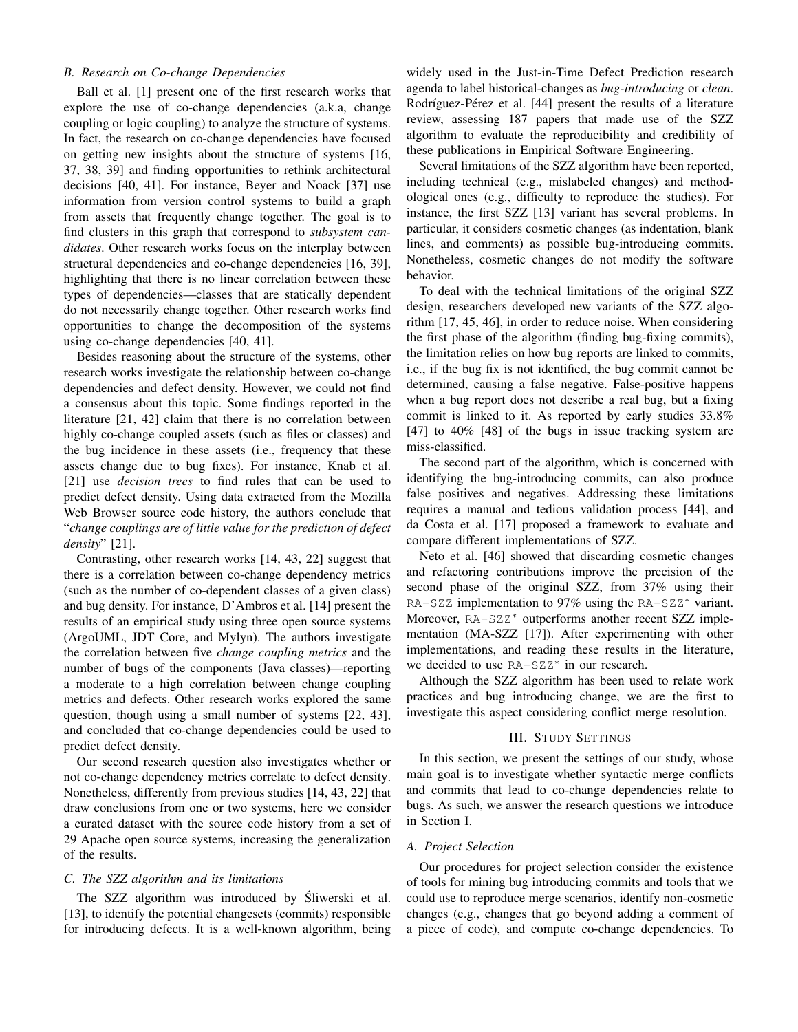### B. Research on Co-change Dependencies

Ball et al. [1] present one of the first research works that explore the use of co-change dependencies (a.k.a, change coupling or logic coupling) to analyze the structure of systems. In fact, the research on co-change dependencies have focused on getting new insights about the structure of systems [16, 37, 38, 39] and finding opportunities to rethink architectural decisions [40, 41]. For instance, Beyer and Noack [37] use information from version control systems to build a graph from assets that frequently change together. The goal is to find clusters in this graph that correspond to *subsystem candidates*. Other research works focus on the interplay between structural dependencies and co-change dependencies [16, 39], highlighting that there is no linear correlation between these types of dependencies—classes that are statically dependent do not necessarily change together. Other research works find opportunities to change the decomposition of the systems using co-change dependencies [40, 41].

Besides reasoning about the structure of the systems, other research works investigate the relationship between co-change dependencies and defect density. However, we could not find a consensus about this topic. Some findings reported in the literature [21, 42] claim that there is no correlation between highly co-change coupled assets (such as files or classes) and the bug incidence in these assets (i.e., frequency that these assets change due to bug fixes). For instance, Knab et al. [21] use *decision trees* to find rules that can be used to predict defect density. Using data extracted from the Mozilla Web Browser source code history, the authors conclude that "*change couplings are of little value for the prediction of defect density*" [21].

Contrasting, other research works [14, 43, 22] suggest that there is a correlation between co-change dependency metrics (such as the number of co-dependent classes of a given class) and bug density. For instance, D'Ambros et al. [14] present the results of an empirical study using three open source systems (ArgoUML, JDT Core, and Mylyn). The authors investigate the correlation between five *change coupling metrics* and the number of bugs of the components (Java classes)—reporting a moderate to a high correlation between change coupling metrics and defects. Other research works explored the same question, though using a small number of systems [22, 43], and concluded that co-change dependencies could be used to predict defect density.

Our second research question also investigates whether or not co-change dependency metrics correlate to defect density. Nonetheless, differently from previous studies [14, 43, 22] that draw conclusions from one or two systems, here we consider a curated dataset with the source code history from a set of 29 Apache open source systems, increasing the generalization of the results.

### C. The SZZ algorithm and its limitations

The SZZ algorithm was introduced by Śliwerski et al. [13], to identify the potential changesets (commits) responsible for introducing defects. It is a well-known algorithm, being widely used in the Just-in-Time Defect Prediction research agenda to label historical-changes as *bug-introducing* or *clean*. Rodríguez-Pérez et al. [44] present the results of a literature review, assessing 187 papers that made use of the SZZ algorithm to evaluate the reproducibility and credibility of these publications in Empirical Software Engineering.

Several limitations of the SZZ algorithm have been reported, including technical (e.g., mislabeled changes) and methodological ones (e.g., difficulty to reproduce the studies). For instance, the first SZZ [13] variant has several problems. In particular, it considers cosmetic changes (as indentation, blank lines, and comments) as possible bug-introducing commits. Nonetheless, cosmetic changes do not modify the software behavior.

To deal with the technical limitations of the original SZZ design, researchers developed new variants of the SZZ algorithm [17, 45, 46], in order to reduce noise. When considering the first phase of the algorithm (finding bug-fixing commits), the limitation relies on how bug reports are linked to commits, i.e., if the bug fix is not identified, the bug commit cannot be determined, causing a false negative. False-positive happens when a bug report does not describe a real bug, but a fixing commit is linked to it. As reported by early studies 33.8% [47] to 40% [48] of the bugs in issue tracking system are miss-classified.

The second part of the algorithm, which is concerned with identifying the bug-introducing commits, can also produce false positives and negatives. Addressing these limitations requires a manual and tedious validation process [44], and da Costa et al. [17] proposed a framework to evaluate and compare different implementations of SZZ.

Neto et al. [46] showed that discarding cosmetic changes and refactoring contributions improve the precision of the second phase of the original SZZ, from 37% using their `RA-SZZ` implementation to 97% using the `RA-SZZ`* variant. Moreover, `RA-SZZ`* outperforms another recent SZZ implementation (MA-SZZ [17]). After experimenting with other implementations, and reading these results in the literature, we decided to use `RA-SZZ`* in our research.

Although the SZZ algorithm has been used to relate work practices and bug introducing change, we are the first to investigate this aspect considering conflict merge resolution.

## III. Study Settings

In this section, we present the settings of our study, whose main goal is to investigate whether syntactic merge conflicts and commits that lead to co-change dependencies relate to bugs. As such, we answer the research questions we introduce in Section I.

### A. Project Selection

Our procedures for project selection consider the existence of tools for mining bug introducing commits and tools that we could use to reproduce merge scenarios, identify non-cosmetic changes (e.g., changes that go beyond adding a comment of a piece of code), and compute co-change dependencies. To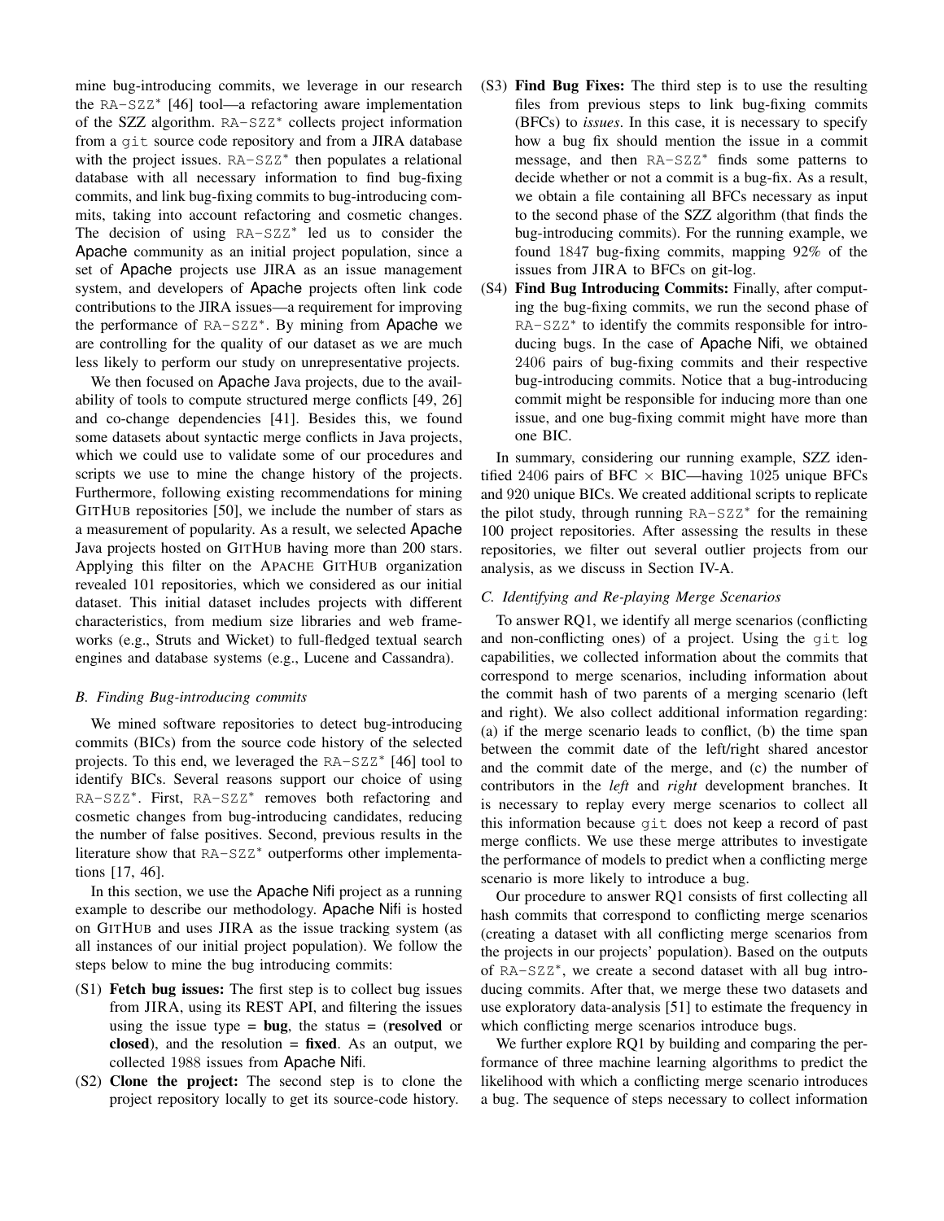mine bug-introducing commits, we leverage in our research the RA-SZZ* [46] tool—a refactoring aware implementation of the SZZ algorithm. RA-SZZ* collects project information from a git source code repository and from a JIRA database with the project issues. RA-SZZ* then populates a relational database with all necessary information to find bug-fixing commits, and link bug-fixing commits to bug-introducing commits, taking into account refactoring and cosmetic changes. The decision of using RA-SZZ* led us to consider the Apache community as an initial project population, since a set of Apache projects use JIRA as an issue management system, and developers of Apache projects often link code contributions to the JIRA issues—a requirement for improving the performance of RA-SZZ*. By mining from Apache we are controlling for the quality of our dataset as we are much less likely to perform our study on unrepresentative projects.

We then focused on Apache Java projects, due to the availability of tools to compute structured merge conflicts [49, 26] and co-change dependencies [41]. Besides this, we found some datasets about syntactic merge conflicts in Java projects, which we could use to validate some of our procedures and scripts we use to mine the change history of the projects. Furthermore, following existing recommendations for mining GITHUB repositories [50], we include the number of stars as a measurement of popularity. As a result, we selected Apache Java projects hosted on GITHUB having more than 200 stars. Applying this filter on the APACHE GITHUB organization revealed 101 repositories, which we considered as our initial dataset. This initial dataset includes projects with different characteristics, from medium size libraries and web frameworks (e.g., Struts and Wicket) to full-fledged textual search engines and database systems (e.g., Lucene and Cassandra).

### B. Finding Bug-introducing commits

We mined software repositories to detect bug-introducing commits (BICs) from the source code history of the selected projects. To this end, we leveraged the RA-SZZ* [46] tool to identify BICs. Several reasons support our choice of using RA-SZZ*. First, RA-SZZ* removes both refactoring and cosmetic changes from bug-introducing candidates, reducing the number of false positives. Second, previous results in the literature show that RA-SZZ* outperforms other implementations [17, 46].

In this section, we use the Apache Nifi project as a running example to describe our methodology. Apache Nifi is hosted on GITHUB and uses JIRA as the issue tracking system (as all instances of our initial project population). We follow the steps below to mine the bug introducing commits:

- (S1) **Fetch bug issues:** The first step is to collect bug issues from JIRA, using its REST API, and filtering the issues using the issue type = **bug**, the status = (**resolved** or **closed**), and the resolution = **fixed**. As an output, we collected 1988 issues from Apache Nifi.
- (S2) **Clone the project:** The second step is to clone the project repository locally to get its source-code history.
- (S3) **Find Bug Fixes:** The third step is to use the resulting files from previous steps to link bug-fixing commits (BFCs) to *issues*. In this case, it is necessary to specify how a bug fix should mention the issue in a commit message, and then RA-SZZ* finds some patterns to decide whether or not a commit is a bug-fix. As a result, we obtain a file containing all BFCs necessary as input to the second phase of the SZZ algorithm (that finds the bug-introducing commits). For the running example, we found 1847 bug-fixing commits, mapping 92% of the issues from JIRA to BFCs on git-log.
- (S4) **Find Bug Introducing Commits:** Finally, after computing the bug-fixing commits, we run the second phase of RA-SZZ* to identify the commits responsible for introducing bugs. In the case of Apache Nifi, we obtained 2406 pairs of bug-fixing commits and their respective bug-introducing commits. Notice that a bug-introducing commit might be responsible for inducing more than one issue, and one bug-fixing commit might have more than one BIC.

In summary, considering our running example, SZZ identified 2406 pairs of BFC $\times$ BIC—having 1025 unique BFCs and 920 unique BICs. We created additional scripts to replicate the pilot study, through running RA-SZZ* for the remaining 100 project repositories. After assessing the results in these repositories, we filter out several outlier projects from our analysis, as we discuss in Section IV-A.

### C. Identifying and Re-playing Merge Scenarios

To answer RQ1, we identify all merge scenarios (conflicting and non-conflicting ones) of a project. Using the git log capabilities, we collected information about the commits that correspond to merge scenarios, including information about the commit hash of two parents of a merging scenario (left and right). We also collect additional information regarding: (a) if the merge scenario leads to conflict, (b) the time span between the commit date of the left/right shared ancestor and the commit date of the merge, and (c) the number of contributors in the *left* and *right* development branches. It is necessary to replay every merge scenarios to collect all this information because git does not keep a record of past merge conflicts. We use these merge attributes to investigate the performance of models to predict when a conflicting merge scenario is more likely to introduce a bug.

Our procedure to answer RQ1 consists of first collecting all hash commits that correspond to conflicting merge scenarios (creating a dataset with all conflicting merge scenarios from the projects in our projects' population). Based on the outputs of RA-SZZ*, we create a second dataset with all bug introducing commits. After that, we merge these two datasets and use exploratory data-analysis [51] to estimate the frequency in which conflicting merge scenarios introduce bugs.

We further explore RQ1 by building and comparing the performance of three machine learning algorithms to predict the likelihood with which a conflicting merge scenario introduces a bug. The sequence of steps necessary to collect information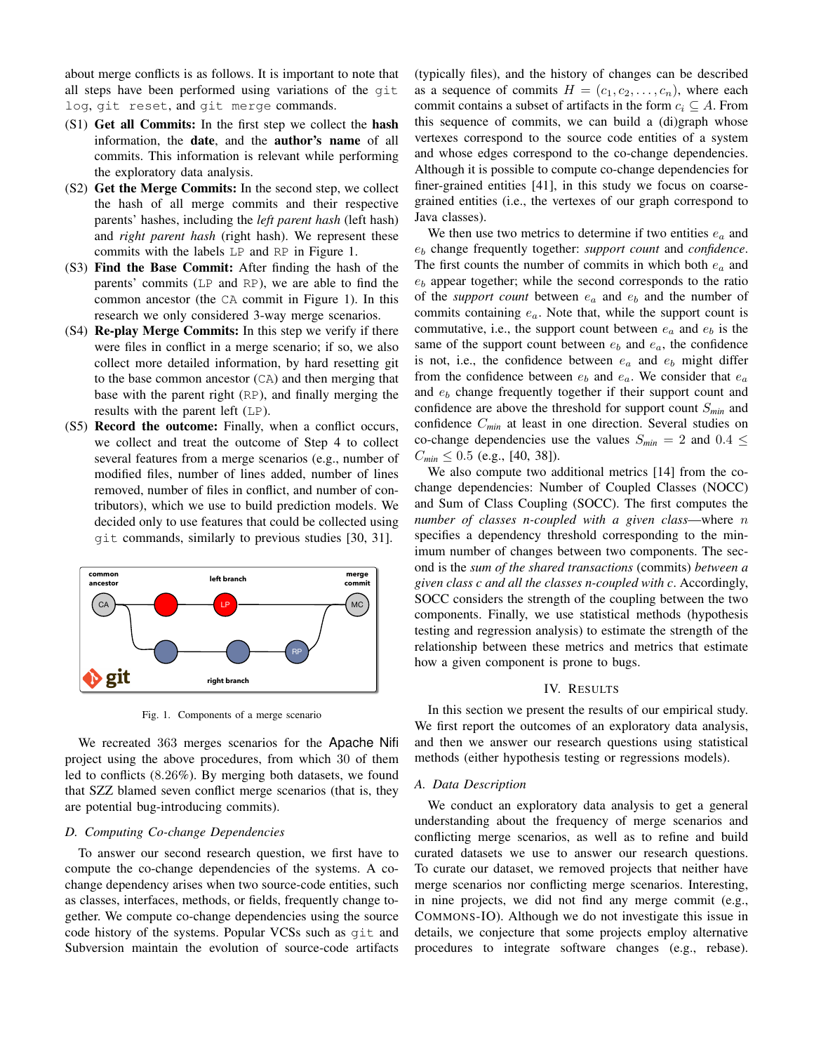about merge conflicts is as follows. It is important to note that all steps have been performed using variations of the `git log`, `git reset`, and `git merge` commands.

(S1) **Get all Commits:** In the first step we collect the **hash** information, the **date**, and the **author's name** of all commits. This information is relevant while performing the exploratory data analysis.

(S2) **Get the Merge Commits:** In the second step, we collect the hash of all merge commits and their respective parents' hashes, including the *left parent hash* (left hash) and *right parent hash* (right hash). We represent these commits with the labels `LP` and `RP` in Figure 1.

(S3) **Find the Base Commit:** After finding the hash of the parents' commits (`LP` and `RP`), we are able to find the common ancestor (the `CA` commit in Figure 1). In this research we only considered 3-way merge scenarios.

(S4) **Re-play Merge Commits:** In this step we verify if there were files in conflict in a merge scenario; if so, we also collect more detailed information, by hard resetting git to the base common ancestor (`CA`) and then merging that base with the parent right (`RP`), and finally merging the results with the parent left (`LP`).

(S5) **Record the outcome:** Finally, when a conflict occurs, we collect and treat the outcome of Step 4 to collect several features from a merge scenarios (e.g., number of modified files, number of lines added, number of lines removed, number of files in conflict, and number of contributors), which we use to build prediction models. We decided only to use features that could be collected using `git` commands, similarly to previous studies [30, 31].

Fig. 1. Components of a merge scenario

We recreated 363 merges scenarios for the Apache Nifi project using the above procedures, from which 30 of them led to conflicts (8.26%). By merging both datasets, we found that SZZ blamed seven conflict merge scenarios (that is, they are potential bug-introducing commits).

### D. Computing Co-change Dependencies

To answer our second research question, we first have to compute the co-change dependencies of the systems. A co-change dependency arises when two source-code entities, such as classes, interfaces, methods, or fields, frequently change together. We compute co-change dependencies using the source code history of the systems. Popular VCSs such as `git` and Subversion maintain the evolution of source-code artifacts (typically files), and the history of changes can be described as a sequence of commits $H = (c_1, c_2, \ldots, c_n)$, where each commit contains a subset of artifacts in the form $c_i \subseteq A$. From this sequence of commits, we can build a (di)graph whose vertexes correspond to the source code entities of a system and whose edges correspond to the co-change dependencies. Although it is possible to compute co-change dependencies for finer-grained entities [41], in this study we focus on coarse-grained entities (i.e., the vertexes of our graph correspond to Java classes).

We then use two metrics to determine if two entities $e_a$ and $e_b$ change frequently together: *support count* and *confidence*. The first counts the number of commits in which both $e_a$ and $e_b$ appear together; while the second corresponds to the ratio of the *support count* between $e_a$ and $e_b$ and the number of commits containing $e_a$. Note that, while the support count is commutative, i.e., the support count between $e_a$ and $e_b$ is the same of the support count between $e_b$ and $e_a$, the confidence is not, i.e., the confidence between $e_a$ and $e_b$ might differ from the confidence between $e_b$ and $e_a$. We consider that $e_a$ and $e_b$ change frequently together if their support count and confidence are above the threshold for support count $S_{min}$ and confidence $C_{min}$ at least in one direction. Several studies on co-change dependencies use the values $S_{min} = 2$ and $0.4 \leq C_{min} \leq 0.5$ (e.g., [40, 38]).

We also compute two additional metrics [14] from the co-change dependencies: Number of Coupled Classes (NOCC) and Sum of Class Coupling (SOCC). The first computes the *number of classes n-coupled with a given class*—where $n$ specifies a dependency threshold corresponding to the minimum number of changes between two components. The second is the *sum of the shared transactions* (commits) *between a given class c and all the classes n-coupled with c*. Accordingly, SOCC considers the strength of the coupling between the two components. Finally, we use statistical methods (hypothesis testing and regression analysis) to estimate the strength of the relationship between these metrics and metrics that estimate how a given component is prone to bugs.

## IV. Results

In this section we present the results of our empirical study. We first report the outcomes of an exploratory data analysis, and then we answer our research questions using statistical methods (either hypothesis testing or regressions models).

### A. Data Description

We conduct an exploratory data analysis to get a general understanding about the frequency of merge scenarios and conflicting merge scenarios, as well as to refine and build curated datasets we use to answer our research questions. To curate our dataset, we removed projects that neither have merge scenarios nor conflicting merge scenarios. Interesting, in nine projects, we did not find any merge commit (e.g., Commons-IO). Although we do not investigate this issue in details, we conjecture that some projects employ alternative procedures to integrate software changes (e.g., rebase).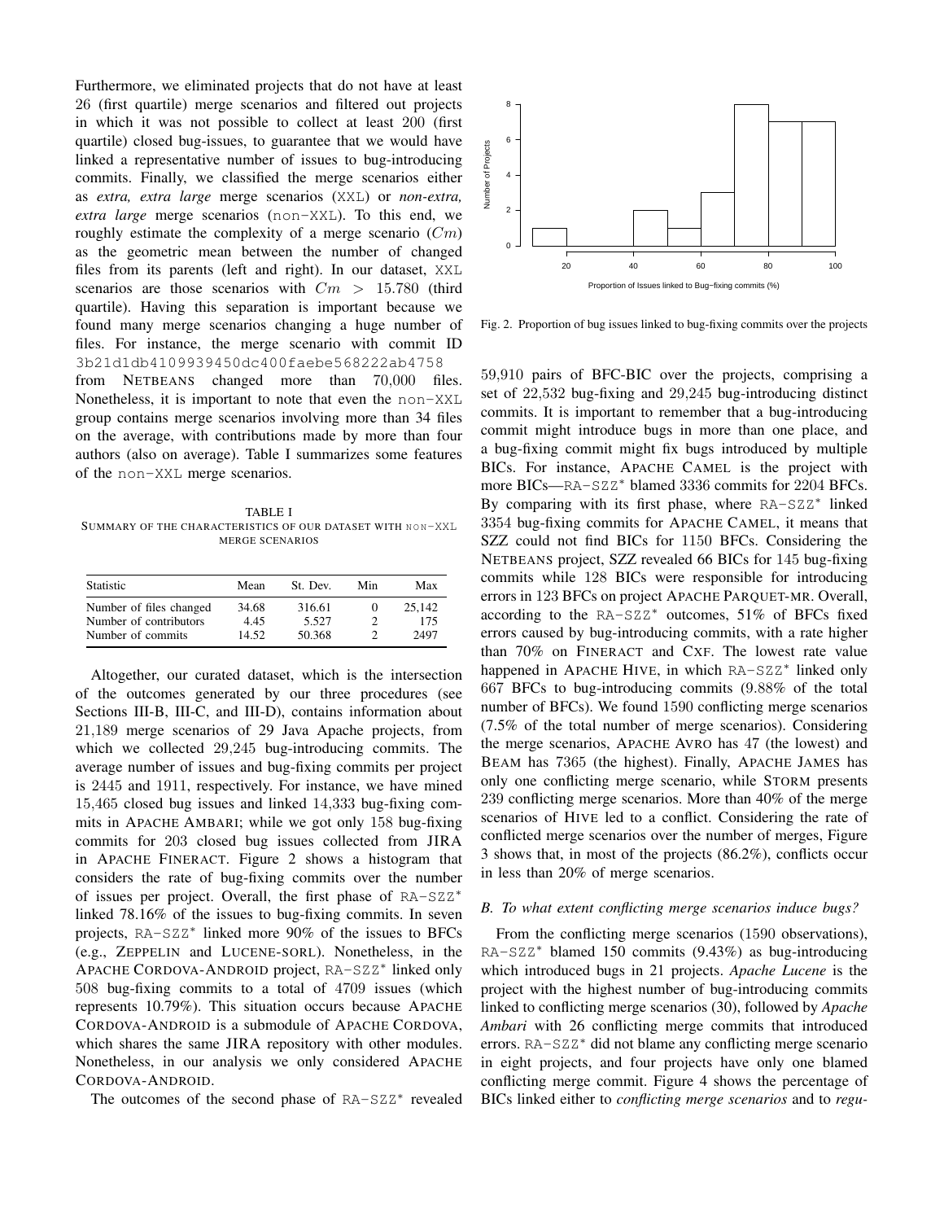Furthermore, we eliminated projects that do not have at least 26 (first quartile) merge scenarios and filtered out projects in which it was not possible to collect at least 200 (first quartile) closed bug-issues, to guarantee that we would have linked a representative number of issues to bug-introducing commits. Finally, we classified the merge scenarios either as *extra, extra large* merge scenarios (XXL) or *non-extra, extra large* merge scenarios (non-XXL). To this end, we roughly estimate the complexity of a merge scenario ($Cm$) as the geometric mean between the number of changed files from its parents (left and right). In our dataset, XXL scenarios are those scenarios with $Cm > 15.780$ (third quartile). Having this separation is important because we found many merge scenarios changing a huge number of files. For instance, the merge scenario with commit ID 3b21d1db4109939450dc400faebe568222ab4758 from NETBEANS changed more than 70,000 files. Nonetheless, it is important to note that even the non-XXL group contains merge scenarios involving more than 34 files on the average, with contributions made by more than four authors (also on average). Table I summarizes some features of the non-XXL merge scenarios.

TABLE I
SUMMARY OF THE CHARACTERISTICS OF OUR DATASET WITH NON-XXL MERGE SCENARIOS

| Statistic | Mean | St. Dev. | Min | Max |
|---|---|---|---|---|
| Number of files changed | 34.68 | 316.61 | 0 | 25,142 |
| Number of contributors | 4.45 | 5.527 | 2 | 175 |
| Number of commits | 14.52 | 50.368 | 2 | 2497 |

Altogether, our curated dataset, which is the intersection of the outcomes generated by our three procedures (see Sections III-B, III-C, and III-D), contains information about 21,189 merge scenarios of 29 Java Apache projects, from which we collected 29,245 bug-introducing commits. The average number of issues and bug-fixing commits per project is 2445 and 1911, respectively. For instance, we have mined 15,465 closed bug issues and linked 14,333 bug-fixing commits in APACHE AMBARI; while we got only 158 bug-fixing commits for 203 closed bug issues collected from JIRA in APACHE FINERACT. Figure 2 shows a histogram that considers the rate of bug-fixing commits over the number of issues per project. Overall, the first phase of RA-SZZ* linked 78.16% of the issues to bug-fixing commits. In seven projects, RA-SZZ* linked more 90% of the issues to BFCs (e.g., ZEPPELIN and LUCENE-SORL). Nonetheless, in the APACHE CORDOVA-ANDROID project, RA-SZZ* linked only 508 bug-fixing commits to a total of 4709 issues (which represents 10.79%). This situation occurs because APACHE CORDOVA-ANDROID is a submodule of APACHE CORDOVA, which shares the same JIRA repository with other modules. Nonetheless, in our analysis we only considered APACHE CORDOVA-ANDROID.

The outcomes of the second phase of RA-SZZ* revealed 59,910 pairs of BFC-BIC over the projects, comprising a set of 22,532 bug-fixing and 29,245 bug-introducing distinct commits. It is important to remember that a bug-introducing commit might introduce bugs in more than one place, and a bug-fixing commit might fix bugs introduced by multiple BICs. For instance, APACHE CAMEL is the project with more BICs—RA-SZZ* blamed 3336 commits for 2204 BFCs. By comparing with its first phase, where RA-SZZ* linked 3354 bug-fixing commits for APACHE CAMEL, it means that SZZ could not find BICs for 1150 BFCs. Considering the NETBEANS project, SZZ revealed 66 BICs for 145 bug-fixing commits while 128 BICs were responsible for introducing errors in 123 BFCs on project APACHE PARQUET-MR. Overall, according to the RA-SZZ* outcomes, 51% of BFCs fixed errors caused by bug-introducing commits, with a rate higher than 70% on FINERACT and CXF. The lowest rate value happened in APACHE HIVE, in which RA-SZZ* linked only 667 BFCs to bug-introducing commits (9.88% of the total number of BFCs). We found 1590 conflicting merge scenarios (7.5% of the total number of merge scenarios). Considering the merge scenarios, APACHE AVRO has 47 (the lowest) and BEAM has 7365 (the highest). Finally, APACHE JAMES has only one conflicting merge scenario, while STORM presents 239 conflicting merge scenarios. More than 40% of the merge scenarios of HIVE led to a conflict. Considering the rate of conflicted merge scenarios over the number of merges, Figure 3 shows that, in most of the projects (86.2%), conflicts occur in less than 20% of merge scenarios.

Fig. 2. Proportion of bug issues linked to bug-fixing commits over the projects

### B. To what extent conflicting merge scenarios induce bugs?

From the conflicting merge scenarios (1590 observations), RA-SZZ* blamed 150 commits (9.43%) as bug-introducing which introduced bugs in 21 projects. *Apache Lucene* is the project with the highest number of bug-introducing commits linked to conflicting merge scenarios (30), followed by *Apache Ambari* with 26 conflicting merge commits that introduced errors. RA-SZZ* did not blame any conflicting merge scenario in eight projects, and four projects have only one blamed conflicting merge commit. Figure 4 shows the percentage of BICs linked either to *conflicting merge scenarios* and to *regu-*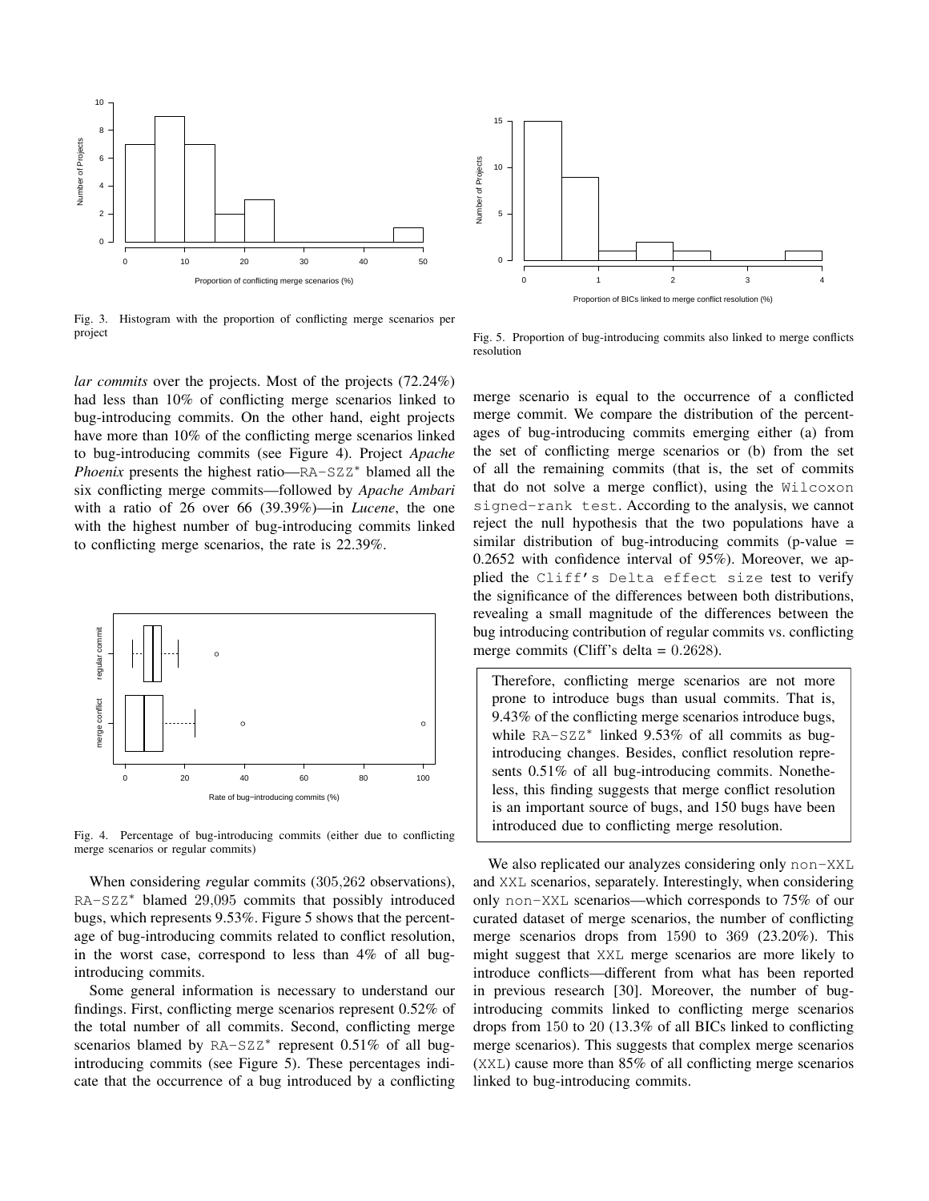Fig. 3. Histogram with the proportion of conflicting merge scenarios per project

Fig. 5. Proportion of bug-introducing commits also linked to merge conflicts resolution

*lar commits* over the projects. Most of the projects (72.24%) had less than 10% of conflicting merge scenarios linked to bug-introducing commits. On the other hand, eight projects have more than 10% of the conflicting merge scenarios linked to bug-introducing commits (see Figure 4). Project *Apache Phoenix* presents the highest ratio—RA-SZZ* blamed all the six conflicting merge commits—followed by *Apache Ambari* with a ratio of 26 over 66 (39.39%)—in *Lucene*, the one with the highest number of bug-introducing commits linked to conflicting merge scenarios, the rate is 22.39%.

Fig. 4. Percentage of bug-introducing commits (either due to conflicting merge scenarios or regular commits)

When considering *r*egular commits (305,262 observations), RA-SZZ* blamed 29,095 commits that possibly introduced bugs, which represents 9.53%. Figure 5 shows that the percentage of bug-introducing commits related to conflict resolution, in the worst case, correspond to less than 4% of all bug-introducing commits.

Some general information is necessary to understand our findings. First, conflicting merge scenarios represent 0.52% of the total number of all commits. Second, conflicting merge scenarios blamed by RA-SZZ* represent 0.51% of all bug-introducing commits (see Figure 5). These percentages indicate that the occurrence of a bug introduced by a conflicting merge scenario is equal to the occurrence of a conflicted merge commit. We compare the distribution of the percentages of bug-introducing commits emerging either (a) from the set of conflicting merge scenarios or (b) from the set of all the remaining commits (that is, the set of commits that do not solve a merge conflict), using the Wilcoxon signed-rank test. According to the analysis, we cannot reject the null hypothesis that the two populations have a similar distribution of bug-introducing commits (p-value = 0.2652 with confidence interval of 95%). Moreover, we applied the Cliff's Delta effect size test to verify the significance of the differences between both distributions, revealing a small magnitude of the differences between the bug introducing contribution of regular commits vs. conflicting merge commits (Cliff's delta = 0.2628).

> Therefore, conflicting merge scenarios are not more prone to introduce bugs than usual commits. That is, 9.43% of the conflicting merge scenarios introduce bugs, while RA-SZZ* linked 9.53% of all commits as bug-introducing changes. Besides, conflict resolution represents 0.51% of all bug-introducing commits. Nonetheless, this finding suggests that merge conflict resolution is an important source of bugs, and 150 bugs have been introduced due to conflicting merge resolution.

We also replicated our analyzes considering only non-XXL and XXL scenarios, separately. Interestingly, when considering only non-XXL scenarios—which corresponds to 75% of our curated dataset of merge scenarios, the number of conflicting merge scenarios drops from 1590 to 369 (23.20%). This might suggest that XXL merge scenarios are more likely to introduce conflicts—different from what has been reported in previous research [30]. Moreover, the number of bug-introducing commits linked to conflicting merge scenarios drops from 150 to 20 (13.3% of all BICs linked to conflicting merge scenarios). This suggests that complex merge scenarios (XXL) cause more than 85% of all conflicting merge scenarios linked to bug-introducing commits.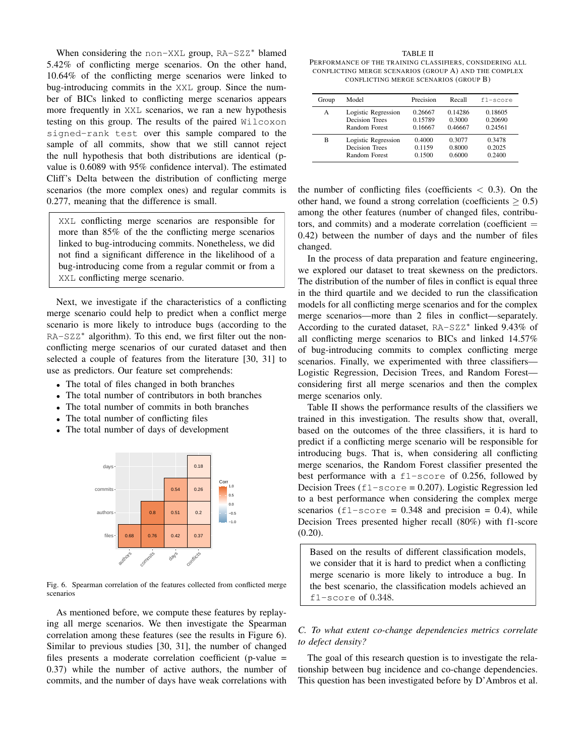When considering the non-XXL group, RA-SZZ* blamed 5.42% of conflicting merge scenarios. On the other hand, 10.64% of the conflicting merge scenarios were linked to bug-introducing commits in the XXL group. Since the number of BICs linked to conflicting merge scenarios appears more frequently in XXL scenarios, we ran a new hypothesis testing on this group. The results of the paired Wilcoxon signed-rank test over this sample compared to the sample of all commits, show that we still cannot reject the null hypothesis that both distributions are identical (p-value is 0.6089 with 95% confidence interval). The estimated Cliff's Delta between the distribution of conflicting merge scenarios (the more complex ones) and regular commits is 0.277, meaning that the difference is small.

> XXL conflicting merge scenarios are responsible for more than 85% of the the conflicting merge scenarios linked to bug-introducing commits. Nonetheless, we did not find a significant difference in the likelihood of a bug-introducing come from a regular commit or from a XXL conflicting merge scenario.

Next, we investigate if the characteristics of a conflicting merge scenario could help to predict when a conflict merge scenario is more likely to introduce bugs (according to the RA-SZZ* algorithm). To this end, we first filter out the non-conflicting merge scenarios of our curated dataset and then selected a couple of features from the literature [30, 31] to use as predictors. Our feature set comprehends:

- The total of files changed in both branches
- The total number of contributors in both branches
- The total number of commits in both branches
- The total number of conflicting files
- The total number of days of development

Fig. 6. Spearman correlation of the features collected from conflicted merge scenarios

As mentioned before, we compute these features by replaying all merge scenarios. We then investigate the Spearman correlation among these features (see the results in Figure 6). Similar to previous studies [30, 31], the number of changed files presents a moderate correlation coefficient (p-value = 0.37) while the number of active authors, the number of commits, and the number of days have weak correlations with the number of conflicting files (coefficients $< 0.3$). On the other hand, we found a strong correlation (coefficients $\geq 0.5$) among the other features (number of changed files, contributors, and commits) and a moderate correlation (coefficient $=$ 0.42) between the number of days and the number of files changed.

TABLE II
PERFORMANCE OF THE TRAINING CLASSIFIERS, CONSIDERING ALL CONFLICTING MERGE SCENARIOS (GROUP A) AND THE COMPLEX CONFLICTING MERGE SCENARIOS (GROUP B)

| Group | Model | Precision | Recall | f1-score |
|---|---|---|---|---|
| A | Logistic Regression | 0.26667 | 0.14286 | 0.18605 |
| | Decision Trees | 0.15789 | 0.3000 | 0.20690 |
| | Random Forest | 0.16667 | 0.46667 | 0.24561 |
| B | Logistic Regression | 0.4000 | 0.3077 | 0.3478 |
| | Decision Trees | 0.1159 | 0.8000 | 0.2025 |
| | Random Forest | 0.1500 | 0.6000 | 0.2400 |

In the process of data preparation and feature engineering, we explored our dataset to treat skewness on the predictors. The distribution of the number of files in conflict is equal three in the third quartile and we decided to run the classification models for all conflicting merge scenarios and for the complex merge scenarios—more than 2 files in conflict—separately. According to the curated dataset, RA-SZZ* linked 9.43% of all conflicting merge scenarios to BICs and linked 14.57% of bug-introducing commits to complex conflicting merge scenarios. Finally, we experimented with three classifiers—Logistic Regression, Decision Trees, and Random Forest—considering first all merge scenarios and then the complex merge scenarios only.

Table II shows the performance results of the classifiers we trained in this investigation. The results show that, overall, based on the outcomes of the three classifiers, it is hard to predict if a conflicting merge scenario will be responsible for introducing bugs. That is, when considering all conflicting merge scenarios, the Random Forest classifier presented the best performance with a f1-score of 0.256, followed by Decision Trees (f1-score = 0.207). Logistic Regression led to a best performance when considering the complex merge scenarios (f1-score = 0.348 and precision = 0.4), while Decision Trees presented higher recall (80%) with f1-score (0.20).

> Based on the results of different classification models, we consider that it is hard to predict when a conflicting merge scenario is more likely to introduce a bug. In the best scenario, the classification models achieved an f1-score of 0.348.

### C. To what extent co-change dependencies metrics correlate to defect density?

The goal of this research question is to investigate the relationship between bug incidence and co-change dependencies. This question has been investigated before by D'Ambros et al.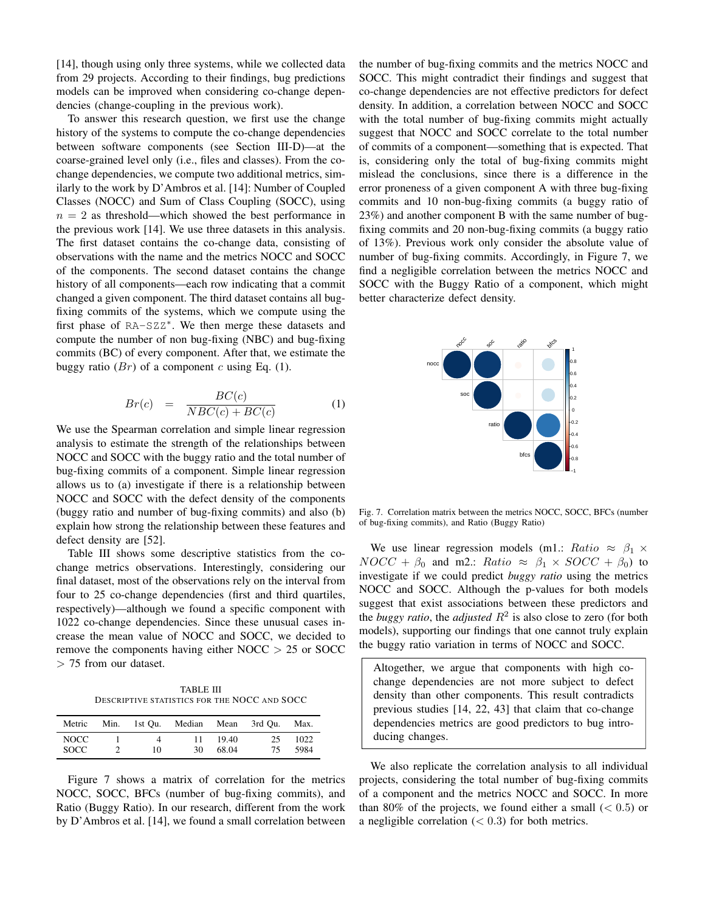[14], though using only three systems, while we collected data from 29 projects. According to their findings, bug predictions models can be improved when considering co-change dependencies (change-coupling in the previous work).

To answer this research question, we first use the change history of the systems to compute the co-change dependencies between software components (see Section III-D)—at the coarse-grained level only (i.e., files and classes). From the co-change dependencies, we compute two additional metrics, similarly to the work by D'Ambros et al. [14]: Number of Coupled Classes (NOCC) and Sum of Class Coupling (SOCC), using $n = 2$ as threshold—which showed the best performance in the previous work [14]. We use three datasets in this analysis. The first dataset contains the co-change data, consisting of observations with the name and the metrics NOCC and SOCC of the components. The second dataset contains the change history of all components—each row indicating that a commit changed a given component. The third dataset contains all bug-fixing commits of the systems, which we compute using the first phase of RA-SZZ*. We then merge these datasets and compute the number of non bug-fixing (NBC) and bug-fixing commits (BC) of every component. After that, we estimate the buggy ratio ($Br$) of a component $c$ using Eq. (1).

$$Br(c) = \frac{BC(c)}{NBC(c) + BC(c)} \qquad (1)$$

We use the Spearman correlation and simple linear regression analysis to estimate the strength of the relationships between NOCC and SOCC with the buggy ratio and the total number of bug-fixing commits of a component. Simple linear regression allows us to (a) investigate if there is a relationship between NOCC and SOCC with the defect density of the components (buggy ratio and number of bug-fixing commits) and also (b) explain how strong the relationship between these features and defect density are [52].

Table III shows some descriptive statistics from the co-change metrics observations. Interestingly, considering our final dataset, most of the observations rely on the interval from four to 25 co-change dependencies (first and third quartiles, respectively)—although we found a specific component with 1022 co-change dependencies. Since these unusual cases increase the mean value of NOCC and SOCC, we decided to remove the components having either NOCC > 25 or SOCC > 75 from our dataset.

TABLE III
DESCRIPTIVE STATISTICS FOR THE NOCC AND SOCC

| Metric | Min. | 1st Qu. | Median | Mean | 3rd Qu. | Max. |
|---|---|---|---|---|---|---|
| NOCC | 1 | 4 | 11 | 19.40 | 25 | 1022 |
| SOCC | 2 | 10 | 30 | 68.04 | 75 | 5984 |

Figure 7 shows a matrix of correlation for the metrics NOCC, SOCC, BFCs (number of bug-fixing commits), and Ratio (Buggy Ratio). In our research, different from the work by D'Ambros et al. [14], we found a small correlation between the number of bug-fixing commits and the metrics NOCC and SOCC. This might contradict their findings and suggest that co-change dependencies are not effective predictors for defect density. In addition, a correlation between NOCC and SOCC with the total number of bug-fixing commits might actually suggest that NOCC and SOCC correlate to the total number of commits of a component—something that is expected. That is, considering only the total of bug-fixing commits might mislead the conclusions, since there is a difference in the error proneness of a given component A with three bug-fixing commits and 10 non-bug-fixing commits (a buggy ratio of 23%) and another component B with the same number of bug-fixing commits and 20 non-bug-fixing commits (a buggy ratio of 13%). Previous work only consider the absolute value of number of bug-fixing commits. Accordingly, in Figure 7, we find a negligible correlation between the metrics NOCC and SOCC with the Buggy Ratio of a component, which might better characterize defect density.

Fig. 7. Correlation matrix between the metrics NOCC, SOCC, BFCs (number of bug-fixing commits), and Ratio (Buggy Ratio)

We use linear regression models (m1.: $Ratio \approx \beta_1 \times NOCC + \beta_0$ and m2.: $Ratio \approx \beta_1 \times SOCC + \beta_0$) to investigate if we could predict *buggy ratio* using the metrics NOCC and SOCC. Although the p-values for both models suggest that exist associations between these predictors and the *buggy ratio*, the *adjusted* $R^2$ is also close to zero (for both models), supporting our findings that one cannot truly explain the buggy ratio variation in terms of NOCC and SOCC.

> Altogether, we argue that components with high co-change dependencies are not more subject to defect density than other components. This result contradicts previous studies [14, 22, 43] that claim that co-change dependencies metrics are good predictors to bug introducing changes.

We also replicate the correlation analysis to all individual projects, considering the total number of bug-fixing commits of a component and the metrics NOCC and SOCC. In more than 80% of the projects, we found either a small ($< 0.5$) or a negligible correlation ($< 0.3$) for both metrics.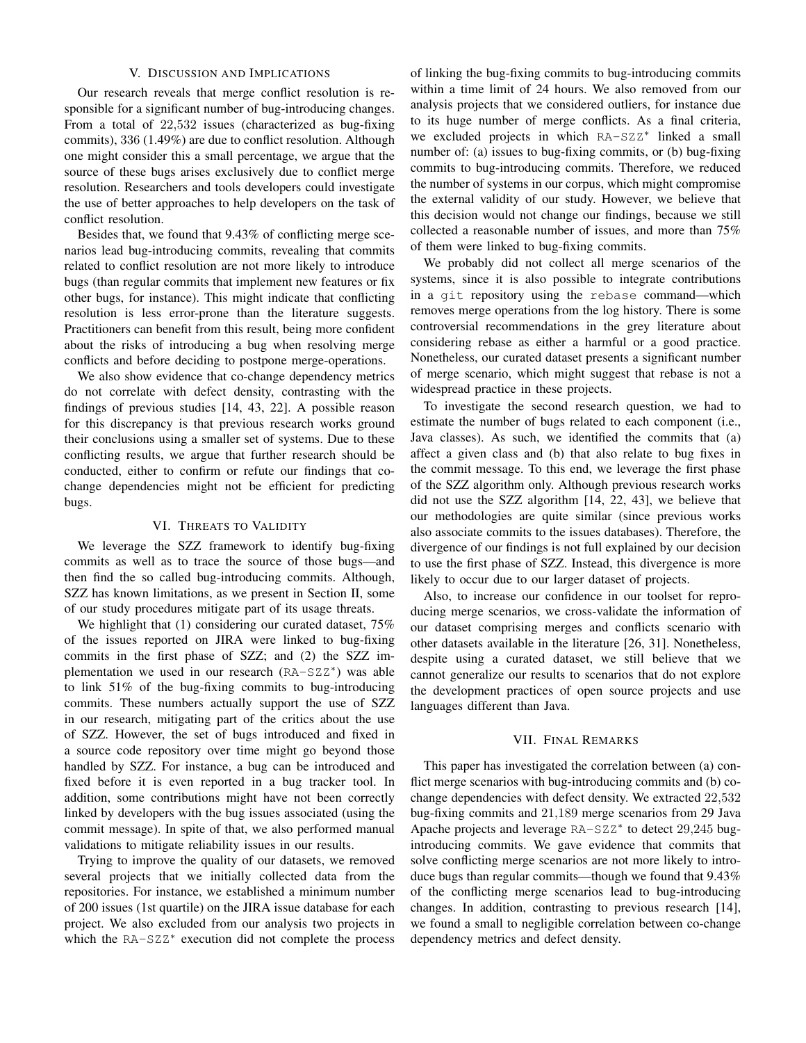## V. Discussion and Implications

Our research reveals that merge conflict resolution is responsible for a significant number of bug-introducing changes. From a total of 22,532 issues (characterized as bug-fixing commits), 336 (1.49%) are due to conflict resolution. Although one might consider this a small percentage, we argue that the source of these bugs arises exclusively due to conflict merge resolution. Researchers and tools developers could investigate the use of better approaches to help developers on the task of conflict resolution.

Besides that, we found that 9.43% of conflicting merge scenarios lead bug-introducing commits, revealing that commits related to conflict resolution are not more likely to introduce bugs (than regular commits that implement new features or fix other bugs, for instance). This might indicate that conflicting resolution is less error-prone than the literature suggests. Practitioners can benefit from this result, being more confident about the risks of introducing a bug when resolving merge conflicts and before deciding to postpone merge-operations.

We also show evidence that co-change dependency metrics do not correlate with defect density, contrasting with the findings of previous studies [14, 43, 22]. A possible reason for this discrepancy is that previous research works ground their conclusions using a smaller set of systems. Due to these conflicting results, we argue that further research should be conducted, either to confirm or refute our findings that co-change dependencies might not be efficient for predicting bugs.

## VI. Threats to Validity

We leverage the SZZ framework to identify bug-fixing commits as well as to trace the source of those bugs—and then find the so called bug-introducing commits. Although, SZZ has known limitations, as we present in Section II, some of our study procedures mitigate part of its usage threats.

We highlight that (1) considering our curated dataset, 75% of the issues reported on JIRA were linked to bug-fixing commits in the first phase of SZZ; and (2) the SZZ implementation we used in our research (RA-SZZ*) was able to link 51% of the bug-fixing commits to bug-introducing commits. These numbers actually support the use of SZZ in our research, mitigating part of the critics about the use of SZZ. However, the set of bugs introduced and fixed in a source code repository over time might go beyond those handled by SZZ. For instance, a bug can be introduced and fixed before it is even reported in a bug tracker tool. In addition, some contributions might have not been correctly linked by developers with the bug issues associated (using the commit message). In spite of that, we also performed manual validations to mitigate reliability issues in our results.

Trying to improve the quality of our datasets, we removed several projects that we initially collected data from the repositories. For instance, we established a minimum number of 200 issues (1st quartile) on the JIRA issue database for each project. We also excluded from our analysis two projects in which the RA-SZZ* execution did not complete the process of linking the bug-fixing commits to bug-introducing commits within a time limit of 24 hours. We also removed from our analysis projects that we considered outliers, for instance due to its huge number of merge conflicts. As a final criteria, we excluded projects in which RA-SZZ* linked a small number of: (a) issues to bug-fixing commits, or (b) bug-fixing commits to bug-introducing commits. Therefore, we reduced the number of systems in our corpus, which might compromise the external validity of our study. However, we believe that this decision would not change our findings, because we still collected a reasonable number of issues, and more than 75% of them were linked to bug-fixing commits.

We probably did not collect all merge scenarios of the systems, since it is also possible to integrate contributions in a `git` repository using the `rebase` command—which removes merge operations from the log history. There is some controversial recommendations in the grey literature about considering rebase as either a harmful or a good practice. Nonetheless, our curated dataset presents a significant number of merge scenario, which might suggest that rebase is not a widespread practice in these projects.

To investigate the second research question, we had to estimate the number of bugs related to each component (i.e., Java classes). As such, we identified the commits that (a) affect a given class and (b) that also relate to bug fixes in the commit message. To this end, we leverage the first phase of the SZZ algorithm only. Although previous research works did not use the SZZ algorithm [14, 22, 43], we believe that our methodologies are quite similar (since previous works also associate commits to the issues databases). Therefore, the divergence of our findings is not full explained by our decision to use the first phase of SZZ. Instead, this divergence is more likely to occur due to our larger dataset of projects.

Also, to increase our confidence in our toolset for reproducing merge scenarios, we cross-validate the information of our dataset comprising merges and conflicts scenario with other datasets available in the literature [26, 31]. Nonetheless, despite using a curated dataset, we still believe that we cannot generalize our results to scenarios that do not explore the development practices of open source projects and use languages different than Java.

## VII. Final Remarks

This paper has investigated the correlation between (a) conflict merge scenarios with bug-introducing commits and (b) co-change dependencies with defect density. We extracted 22,532 bug-fixing commits and 21,189 merge scenarios from 29 Java Apache projects and leverage RA-SZZ* to detect 29,245 bug-introducing commits. We gave evidence that commits that solve conflicting merge scenarios are not more likely to introduce bugs than regular commits—though we found that 9.43% of the conflicting merge scenarios lead to bug-introducing changes. In addition, contrasting to previous research [14], we found a small to negligible correlation between co-change dependency metrics and defect density.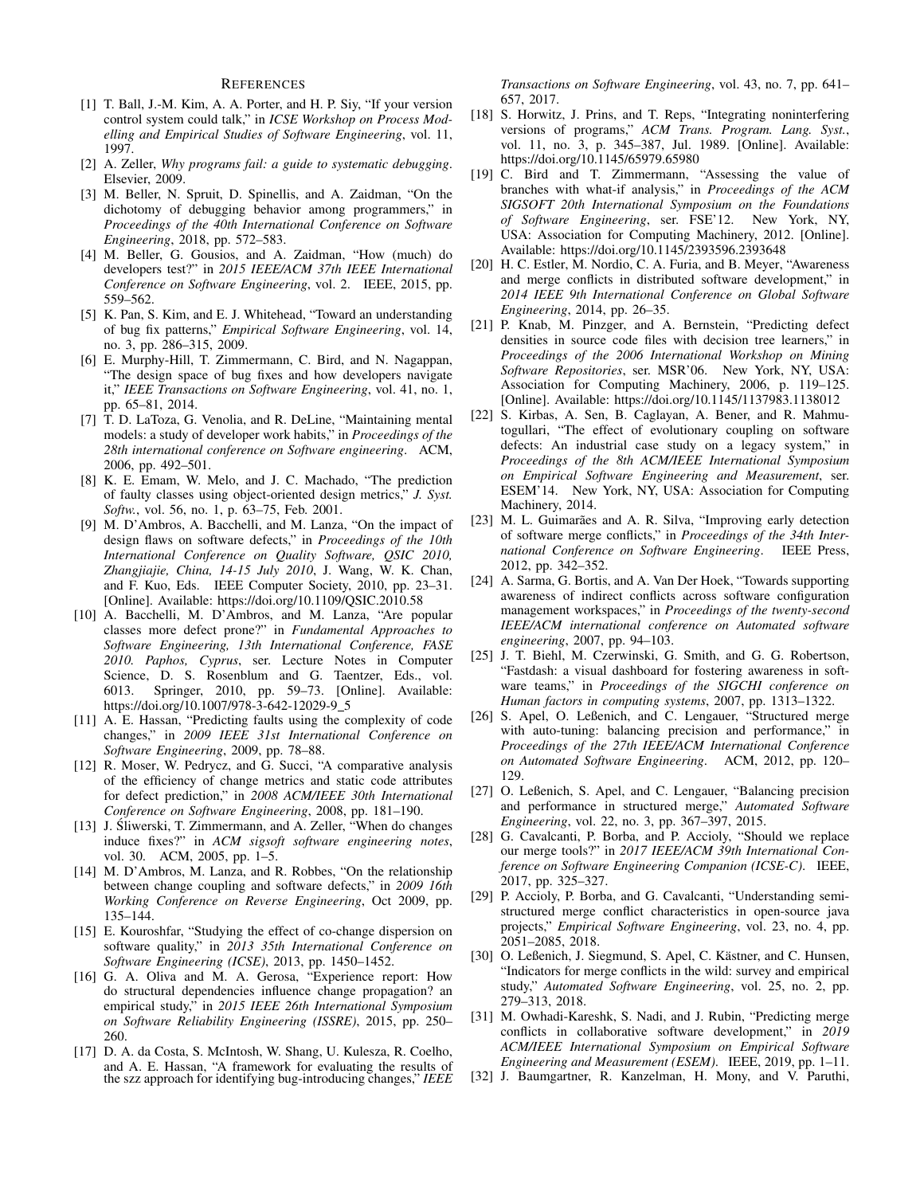## References

[1] T. Ball, J.-M. Kim, A. A. Porter, and H. P. Siy, "If your version control system could talk," in *ICSE Workshop on Process Modelling and Empirical Studies of Software Engineering*, vol. 11, 1997.

[2] A. Zeller, *Why programs fail: a guide to systematic debugging*. Elsevier, 2009.

[3] M. Beller, N. Spruit, D. Spinellis, and A. Zaidman, "On the dichotomy of debugging behavior among programmers," in *Proceedings of the 40th International Conference on Software Engineering*, 2018, pp. 572–583.

[4] M. Beller, G. Gousios, and A. Zaidman, "How (much) do developers test?" in *2015 IEEE/ACM 37th IEEE International Conference on Software Engineering*, vol. 2. IEEE, 2015, pp. 559–562.

[5] K. Pan, S. Kim, and E. J. Whitehead, "Toward an understanding of bug fix patterns," *Empirical Software Engineering*, vol. 14, no. 3, pp. 286–315, 2009.

[6] E. Murphy-Hill, T. Zimmermann, C. Bird, and N. Nagappan, "The design space of bug fixes and how developers navigate it," *IEEE Transactions on Software Engineering*, vol. 41, no. 1, pp. 65–81, 2014.

[7] T. D. LaToza, G. Venolia, and R. DeLine, "Maintaining mental models: a study of developer work habits," in *Proceedings of the 28th international conference on Software engineering*. ACM, 2006, pp. 492–501.

[8] K. E. Emam, W. Melo, and J. C. Machado, "The prediction of faulty classes using object-oriented design metrics," *J. Syst. Softw.*, vol. 56, no. 1, p. 63–75, Feb. 2001.

[9] M. D'Ambros, A. Bacchelli, and M. Lanza, "On the impact of design flaws on software defects," in *Proceedings of the 10th International Conference on Quality Software, QSIC 2010, Zhangjiajie, China, 14-15 July 2010*, J. Wang, W. K. Chan, and F. Kuo, Eds. IEEE Computer Society, 2010, pp. 23–31. [Online]. Available: https://doi.org/10.1109/QSIC.2010.58

[10] A. Bacchelli, M. D'Ambros, and M. Lanza, "Are popular classes more defect prone?" in *Fundamental Approaches to Software Engineering, 13th International Conference, FASE 2010. Paphos, Cyprus*, ser. Lecture Notes in Computer Science, D. S. Rosenblum and G. Taentzer, Eds., vol. 6013. Springer, 2010, pp. 59–73. [Online]. Available: https://doi.org/10.1007/978-3-642-12029-9_5

[11] A. E. Hassan, "Predicting faults using the complexity of code changes," in *2009 IEEE 31st International Conference on Software Engineering*, 2009, pp. 78–88.

[12] R. Moser, W. Pedrycz, and G. Succi, "A comparative analysis of the efficiency of change metrics and static code attributes for defect prediction," in *2008 ACM/IEEE 30th International Conference on Software Engineering*, 2008, pp. 181–190.

[13] J. Śliwerski, T. Zimmermann, and A. Zeller, "When do changes induce fixes?" in *ACM sigsoft software engineering notes*, vol. 30. ACM, 2005, pp. 1–5.

[14] M. D'Ambros, M. Lanza, and R. Robbes, "On the relationship between change coupling and software defects," in *2009 16th Working Conference on Reverse Engineering*, Oct 2009, pp. 135–144.

[15] E. Kouroshfar, "Studying the effect of co-change dispersion on software quality," in *2013 35th International Conference on Software Engineering (ICSE)*, 2013, pp. 1450–1452.

[16] G. A. Oliva and M. A. Gerosa, "Experience report: How do structural dependencies influence change propagation? an empirical study," in *2015 IEEE 26th International Symposium on Software Reliability Engineering (ISSRE)*, 2015, pp. 250–260.

[17] D. A. da Costa, S. McIntosh, W. Shang, U. Kulesza, R. Coelho, and A. E. Hassan, "A framework for evaluating the results of the szz approach for identifying bug-introducing changes," *IEEE Transactions on Software Engineering*, vol. 43, no. 7, pp. 641–657, 2017.

[18] S. Horwitz, J. Prins, and T. Reps, "Integrating noninterfering versions of programs," *ACM Trans. Program. Lang. Syst.*, vol. 11, no. 3, p. 345–387, Jul. 1989. [Online]. Available: https://doi.org/10.1145/65979.65980

[19] C. Bird and T. Zimmermann, "Assessing the value of branches with what-if analysis," in *Proceedings of the ACM SIGSOFT 20th International Symposium on the Foundations of Software Engineering*, ser. FSE'12. New York, NY, USA: Association for Computing Machinery, 2012. [Online]. Available: https://doi.org/10.1145/2393596.2393648

[20] H. C. Estler, M. Nordio, C. A. Furia, and B. Meyer, "Awareness and merge conflicts in distributed software development," in *2014 IEEE 9th International Conference on Global Software Engineering*, 2014, pp. 26–35.

[21] P. Knab, M. Pinzger, and A. Bernstein, "Predicting defect densities in source code files with decision tree learners," in *Proceedings of the 2006 International Workshop on Mining Software Repositories*, ser. MSR'06. New York, NY, USA: Association for Computing Machinery, 2006, p. 119–125. [Online]. Available: https://doi.org/10.1145/1137983.1138012

[22] S. Kirbas, A. Sen, B. Caglayan, A. Bener, and R. Mahmutogullari, "The effect of evolutionary coupling on software defects: An industrial case study on a legacy system," in *Proceedings of the 8th ACM/IEEE International Symposium on Empirical Software Engineering and Measurement*, ser. ESEM'14. New York, NY, USA: Association for Computing Machinery, 2014.

[23] M. L. Guimarães and A. R. Silva, "Improving early detection of software merge conflicts," in *Proceedings of the 34th International Conference on Software Engineering*. IEEE Press, 2012, pp. 342–352.

[24] A. Sarma, G. Bortis, and A. Van Der Hoek, "Towards supporting awareness of indirect conflicts across software configuration management workspaces," in *Proceedings of the twenty-second IEEE/ACM international conference on Automated software engineering*, 2007, pp. 94–103.

[25] J. T. Biehl, M. Czerwinski, G. Smith, and G. G. Robertson, "Fastdash: a visual dashboard for fostering awareness in software teams," in *Proceedings of the SIGCHI conference on Human factors in computing systems*, 2007, pp. 1313–1322.

[26] S. Apel, O. Leßenich, and C. Lengauer, "Structured merge with auto-tuning: balancing precision and performance," in *Proceedings of the 27th IEEE/ACM International Conference on Automated Software Engineering*. ACM, 2012, pp. 120–129.

[27] O. Leßenich, S. Apel, and C. Lengauer, "Balancing precision and performance in structured merge," *Automated Software Engineering*, vol. 22, no. 3, pp. 367–397, 2015.

[28] G. Cavalcanti, P. Borba, and P. Accioly, "Should we replace our merge tools?" in *2017 IEEE/ACM 39th International Conference on Software Engineering Companion (ICSE-C)*. IEEE, 2017, pp. 325–327.

[29] P. Accioly, P. Borba, and G. Cavalcanti, "Understanding semi-structured merge conflict characteristics in open-source java projects," *Empirical Software Engineering*, vol. 23, no. 4, pp. 2051–2085, 2018.

[30] O. Leßenich, J. Siegmund, S. Apel, C. Kästner, and C. Hunsen, "Indicators for merge conflicts in the wild: survey and empirical study," *Automated Software Engineering*, vol. 25, no. 2, pp. 279–313, 2018.

[31] M. Owhadi-Kareshk, S. Nadi, and J. Rubin, "Predicting merge conflicts in collaborative software development," in *2019 ACM/IEEE International Symposium on Empirical Software Engineering and Measurement (ESEM)*. IEEE, 2019, pp. 1–11.

[32] J. Baumgartner, R. Kanzelman, H. Mony, and V. Paruthi,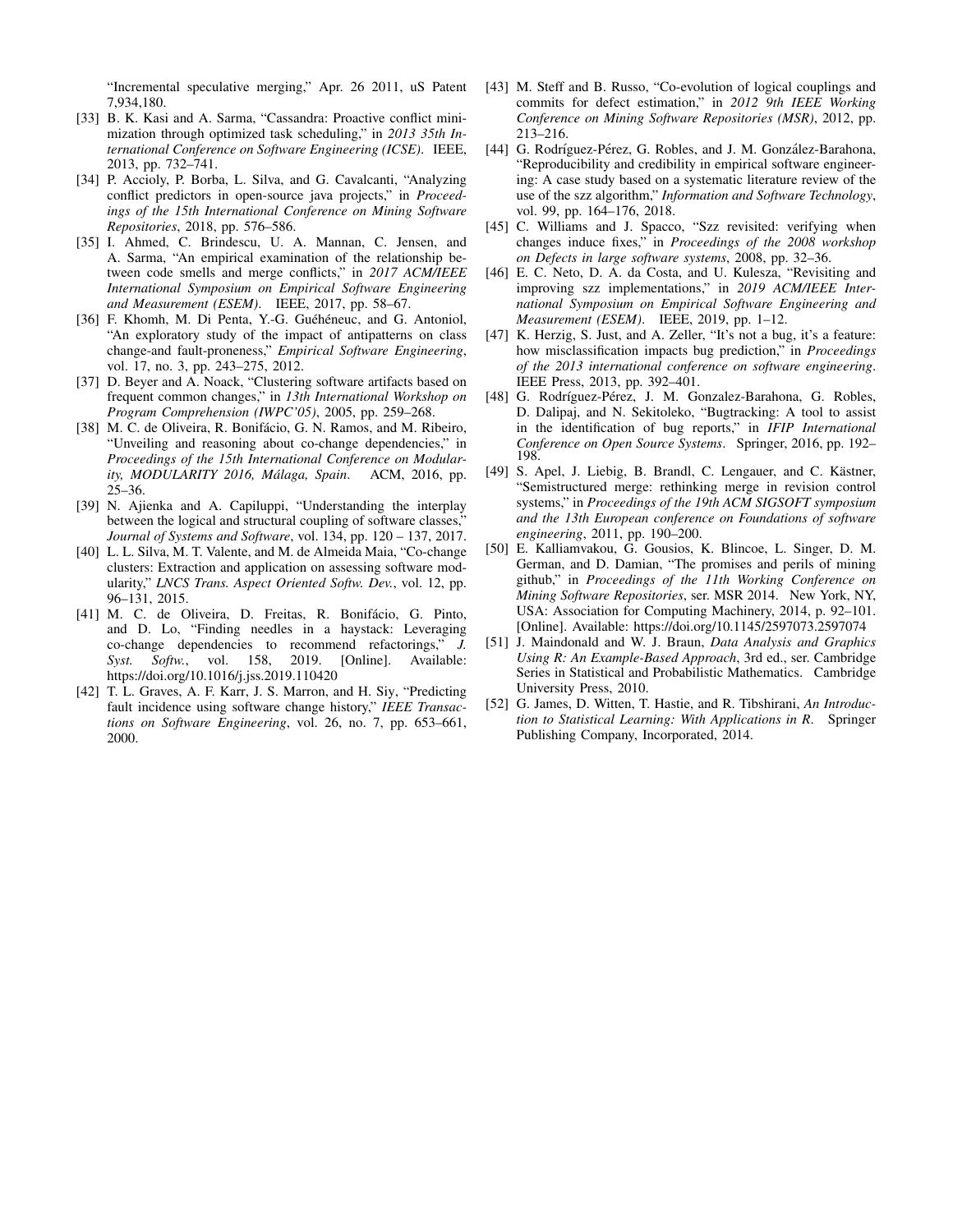"Incremental speculative merging," Apr. 26 2011, uS Patent 7,934,180.

[33] B. K. Kasi and A. Sarma, "Cassandra: Proactive conflict minimization through optimized task scheduling," in *2013 35th International Conference on Software Engineering (ICSE)*. IEEE, 2013, pp. 732–741.

[34] P. Accioly, P. Borba, L. Silva, and G. Cavalcanti, "Analyzing conflict predictors in open-source java projects," in *Proceedings of the 15th International Conference on Mining Software Repositories*, 2018, pp. 576–586.

[35] I. Ahmed, C. Brindescu, U. A. Mannan, C. Jensen, and A. Sarma, "An empirical examination of the relationship between code smells and merge conflicts," in *2017 ACM/IEEE International Symposium on Empirical Software Engineering and Measurement (ESEM)*. IEEE, 2017, pp. 58–67.

[36] F. Khomh, M. Di Penta, Y.-G. Guéhéneuc, and G. Antoniol, "An exploratory study of the impact of antipatterns on class change-and fault-proneness," *Empirical Software Engineering*, vol. 17, no. 3, pp. 243–275, 2012.

[37] D. Beyer and A. Noack, "Clustering software artifacts based on frequent common changes," in *13th International Workshop on Program Comprehension (IWPC'05)*, 2005, pp. 259–268.

[38] M. C. de Oliveira, R. Bonifácio, G. N. Ramos, and M. Ribeiro, "Unveiling and reasoning about co-change dependencies," in *Proceedings of the 15th International Conference on Modularity, MODULARITY 2016, Málaga, Spain*. ACM, 2016, pp. 25–36.

[39] N. Ajienka and A. Capiluppi, "Understanding the interplay between the logical and structural coupling of software classes," *Journal of Systems and Software*, vol. 134, pp. 120 – 137, 2017.

[40] L. L. Silva, M. T. Valente, and M. de Almeida Maia, "Co-change clusters: Extraction and application on assessing software modularity," *LNCS Trans. Aspect Oriented Softw. Dev.*, vol. 12, pp. 96–131, 2015.

[41] M. C. de Oliveira, D. Freitas, R. Bonifácio, G. Pinto, and D. Lo, "Finding needles in a haystack: Leveraging co-change dependencies to recommend refactorings," *J. Syst. Softw.*, vol. 158, 2019. [Online]. Available: https://doi.org/10.1016/j.jss.2019.110420

[42] T. L. Graves, A. F. Karr, J. S. Marron, and H. Siy, "Predicting fault incidence using software change history," *IEEE Transactions on Software Engineering*, vol. 26, no. 7, pp. 653–661, 2000.

[43] M. Steff and B. Russo, "Co-evolution of logical couplings and commits for defect estimation," in *2012 9th IEEE Working Conference on Mining Software Repositories (MSR)*, 2012, pp. 213–216.

[44] G. Rodríguez-Pérez, G. Robles, and J. M. González-Barahona, "Reproducibility and credibility in empirical software engineering: A case study based on a systematic literature review of the use of the szz algorithm," *Information and Software Technology*, vol. 99, pp. 164–176, 2018.

[45] C. Williams and J. Spacco, "Szz revisited: verifying when changes induce fixes," in *Proceedings of the 2008 workshop on Defects in large software systems*, 2008, pp. 32–36.

[46] E. C. Neto, D. A. da Costa, and U. Kulesza, "Revisiting and improving szz implementations," in *2019 ACM/IEEE International Symposium on Empirical Software Engineering and Measurement (ESEM)*. IEEE, 2019, pp. 1–12.

[47] K. Herzig, S. Just, and A. Zeller, "It's not a bug, it's a feature: how misclassification impacts bug prediction," in *Proceedings of the 2013 international conference on software engineering*. IEEE Press, 2013, pp. 392–401.

[48] G. Rodríguez-Pérez, J. M. Gonzalez-Barahona, G. Robles, D. Dalipaj, and N. Sekitoleko, "Bugtracking: A tool to assist in the identification of bug reports," in *IFIP International Conference on Open Source Systems*. Springer, 2016, pp. 192–198.

[49] S. Apel, J. Liebig, B. Brandl, C. Lengauer, and C. Kästner, "Semistructured merge: rethinking merge in revision control systems," in *Proceedings of the 19th ACM SIGSOFT symposium and the 13th European conference on Foundations of software engineering*, 2011, pp. 190–200.

[50] E. Kalliamvakou, G. Gousios, K. Blincoe, L. Singer, D. M. German, and D. Damian, "The promises and perils of mining github," in *Proceedings of the 11th Working Conference on Mining Software Repositories*, ser. MSR 2014. New York, NY, USA: Association for Computing Machinery, 2014, p. 92–101. [Online]. Available: https://doi.org/10.1145/2597073.2597074

[51] J. Maindonald and W. J. Braun, *Data Analysis and Graphics Using R: An Example-Based Approach*, 3rd ed., ser. Cambridge Series in Statistical and Probabilistic Mathematics. Cambridge University Press, 2010.

[52] G. James, D. Witten, T. Hastie, and R. Tibshirani, *An Introduction to Statistical Learning: With Applications in R*. Springer Publishing Company, Incorporated, 2014.